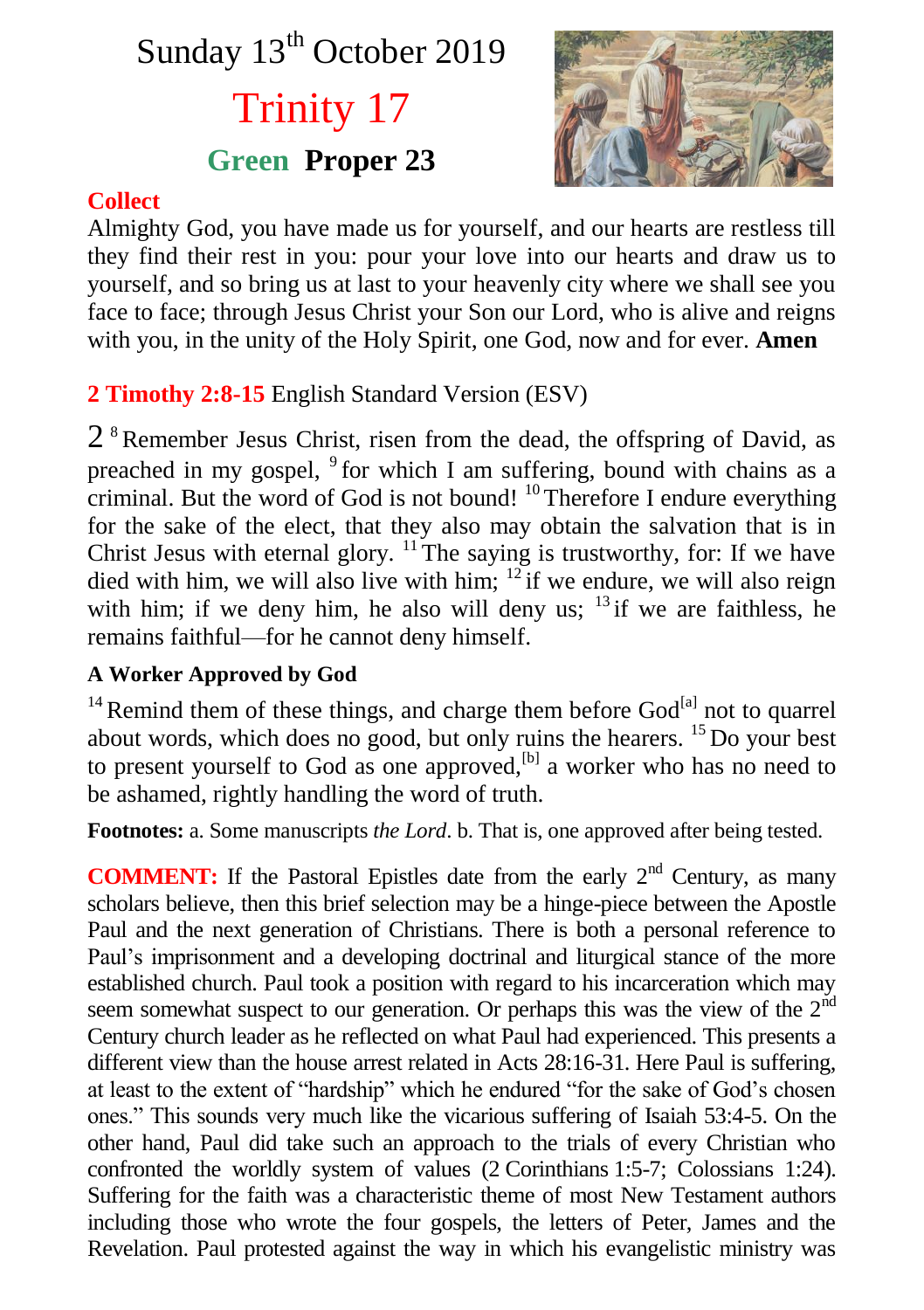# Sunday 13th October 2019

## Trinity 17

### Green **Proper 23**

**Collect**

Almighty God, you have made us for yourself, and our hearts are restless till they find their rest in you: pour your love into our hearts and draw us to yourself, and so bring us at last to your heavenly city where we shall see you face to face; through Jesus Christ your Son our Lord, who is alive and reigns with you, in the unity of the Holy Spirit, one God, now and for ever. **Amen**

**2 Timothy 2:8-15** English Standard Version (ESV)

2 [8] Remember Jesus Christ, risen from the dead, the offspring of David, as preached in my gospel, [9] for which I am suffering, bound with chains as a criminal. But the word of God is not bound! [10] Therefore I endure everything for the sake of the elect, that they also may obtain the salvation that is in Christ Jesus with eternal glory. [11] The saying is trustworthy, for: If we have died with him, we will also live with him; [12] if we endure, we will also reign with him; if we deny him, he also will deny us; [13] if we are faithless, he remains faithful—for he cannot deny himself.

**A Worker Approved by God**

[14] Remind them of these things, and charge them before God[a] not to quarrel about words, which does no good, but only ruins the hearers. [15] Do your best to present yourself to God as one approved,[b] a worker who has no need to be ashamed, rightly handling the word of truth.

**Footnotes:** a. Some manuscripts *the Lord*. b. That is, one approved after being tested.

**COMMENT:** If the Pastoral Epistles date from the early 2nd Century, as many scholars believe, then this brief selection may be a hinge-piece between the Apostle Paul and the next generation of Christians. There is both a personal reference to Paul's imprisonment and a developing doctrinal and liturgical stance of the more established church. Paul took a position with regard to his incarceration which may seem somewhat suspect to our generation. Or perhaps this was the view of the 2nd Century church leader as he reflected on what Paul had experienced. This presents a different view than the house arrest related in Acts 28:16-31. Here Paul is suffering, at least to the extent of "hardship" which he endured "for the sake of God's chosen ones." This sounds very much like the vicarious suffering of Isaiah 53:4-5. On the other hand, Paul did take such an approach to the trials of every Christian who confronted the worldly system of values (2 Corinthians 1:5-7; Colossians 1:24). Suffering for the faith was a characteristic theme of most New Testament authors including those who wrote the four gospels, the letters of Peter, James and the Revelation. Paul protested against the way in which his evangelistic ministry was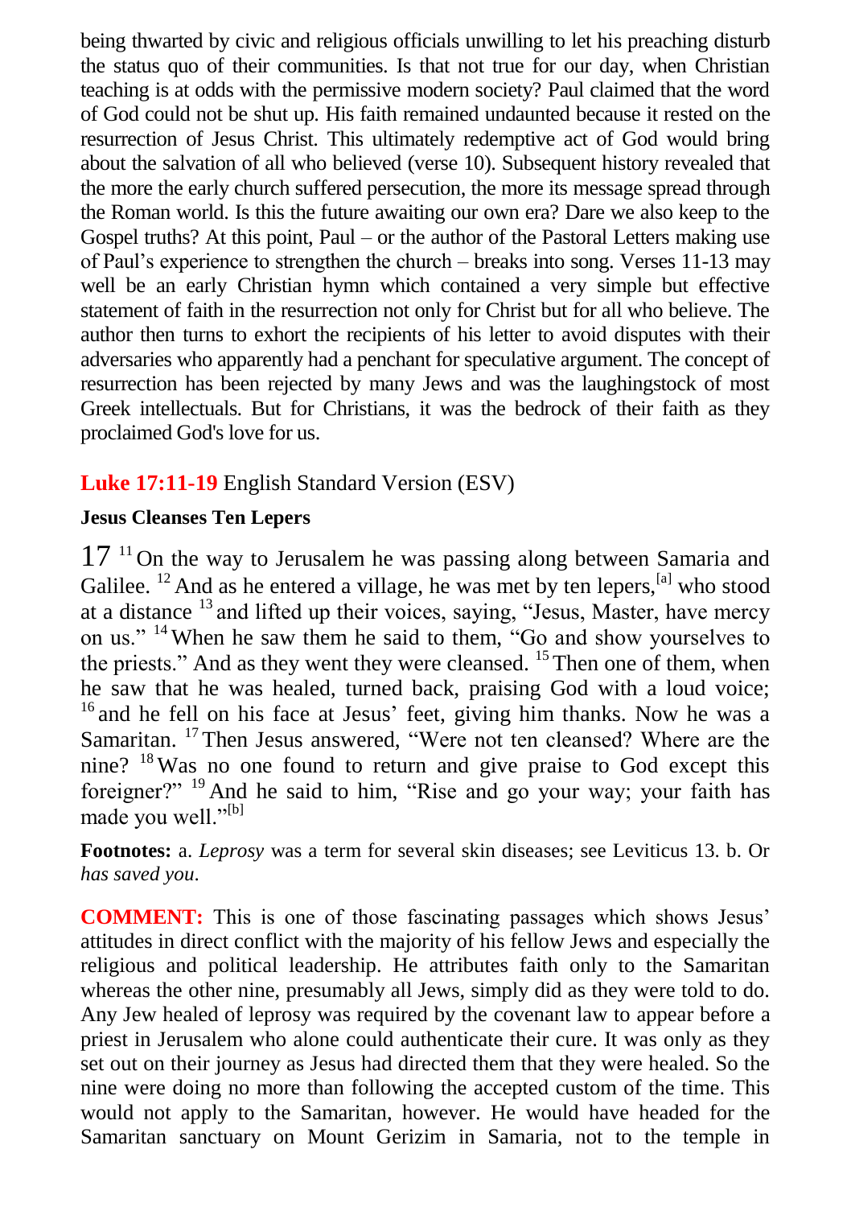being thwarted by civic and religious officials unwilling to let his preaching disturb the status quo of their communities. Is that not true for our day, when Christian teaching is at odds with the permissive modern society? Paul claimed that the word of God could not be shut up. His faith remained undaunted because it rested on the resurrection of Jesus Christ. This ultimately redemptive act of God would bring about the salvation of all who believed (verse 10). Subsequent history revealed that the more the early church suffered persecution, the more its message spread through the Roman world. Is this the future awaiting our own era? Dare we also keep to the Gospel truths? At this point, Paul – or the author of the Pastoral Letters making use of Paul's experience to strengthen the church – breaks into song. Verses 11-13 may well be an early Christian hymn which contained a very simple but effective statement of faith in the resurrection not only for Christ but for all who believe. The author then turns to exhort the recipients of his letter to avoid disputes with their adversaries who apparently had a penchant for speculative argument. The concept of resurrection has been rejected by many Jews and was the laughingstock of most Greek intellectuals. But for Christians, it was the bedrock of their faith as they proclaimed God's love for us.

## **Luke 17:11-19** English Standard Version (ESV)

### Jesus Cleanses Ten Lepers

17 [11] On the way to Jerusalem he was passing along between Samaria and Galilee. [12] And as he entered a village, he was met by ten lepers,[a] who stood at a distance [13] and lifted up their voices, saying, "Jesus, Master, have mercy on us." [14] When he saw them he said to them, "Go and show yourselves to the priests." And as they went they were cleansed. [15] Then one of them, when he saw that he was healed, turned back, praising God with a loud voice; [16] and he fell on his face at Jesus' feet, giving him thanks. Now he was a Samaritan. [17] Then Jesus answered, "Were not ten cleansed? Where are the nine? [18] Was no one found to return and give praise to God except this foreigner?" [19] And he said to him, "Rise and go your way; your faith has made you well."[b]

**Footnotes:** a. *Leprosy* was a term for several skin diseases; see Leviticus 13. b. Or *has saved you*.

**COMMENT:** This is one of those fascinating passages which shows Jesus' attitudes in direct conflict with the majority of his fellow Jews and especially the religious and political leadership. He attributes faith only to the Samaritan whereas the other nine, presumably all Jews, simply did as they were told to do. Any Jew healed of leprosy was required by the covenant law to appear before a priest in Jerusalem who alone could authenticate their cure. It was only as they set out on their journey as Jesus had directed them that they were healed. So the nine were doing no more than following the accepted custom of the time. This would not apply to the Samaritan, however. He would have headed for the Samaritan sanctuary on Mount Gerizim in Samaria, not to the temple in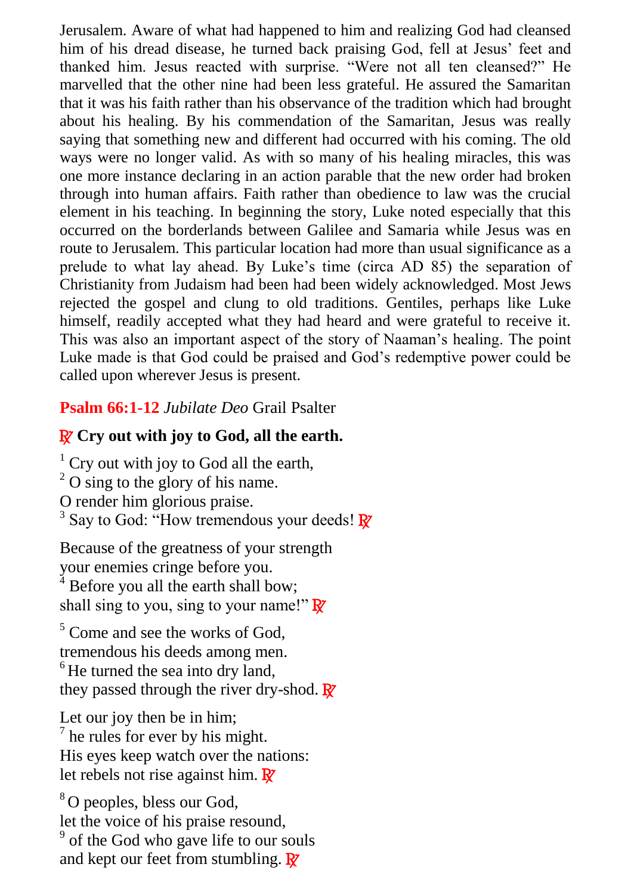Jerusalem. Aware of what had happened to him and realizing God had cleansed him of his dread disease, he turned back praising God, fell at Jesus' feet and thanked him. Jesus reacted with surprise. "Were not all ten cleansed?" He marvelled that the other nine had been less grateful. He assured the Samaritan that it was his faith rather than his observance of the tradition which had brought about his healing. By his commendation of the Samaritan, Jesus was really saying that something new and different had occurred with his coming. The old ways were no longer valid. As with so many of his healing miracles, this was one more instance declaring in an action parable that the new order had broken through into human affairs. Faith rather than obedience to law was the crucial element in his teaching. In beginning the story, Luke noted especially that this occurred on the borderlands between Galilee and Samaria while Jesus was en route to Jerusalem. This particular location had more than usual significance as a prelude to what lay ahead. By Luke's time (circa AD 85) the separation of Christianity from Judaism had been had been widely acknowledged. Most Jews rejected the gospel and clung to old traditions. Gentiles, perhaps like Luke himself, readily accepted what they had heard and were grateful to receive it. This was also an important aspect of the story of Naaman's healing. The point Luke made is that God could be praised and God's redemptive power could be called upon wherever Jesus is present.

**Psalm 66:1-12** *Jubilate Deo* Grail Psalter

**℟ Cry out with joy to God, all the earth.**

[1] Cry out with joy to God all the earth,
[2] O sing to the glory of his name.
O render him glorious praise.
[3] Say to God: "How tremendous your deeds! ℟

Because of the greatness of your strength
your enemies cringe before you.
[4] Before you all the earth shall bow;
shall sing to you, sing to your name!" ℟

[5] Come and see the works of God,
tremendous his deeds among men.
[6] He turned the sea into dry land,
they passed through the river dry-shod. ℟

Let our joy then be in him;
[7] he rules for ever by his might.
His eyes keep watch over the nations:
let rebels not rise against him. ℟

[8] O peoples, bless our God,
let the voice of his praise resound,
[9] of the God who gave life to our souls
and kept our feet from stumbling. ℟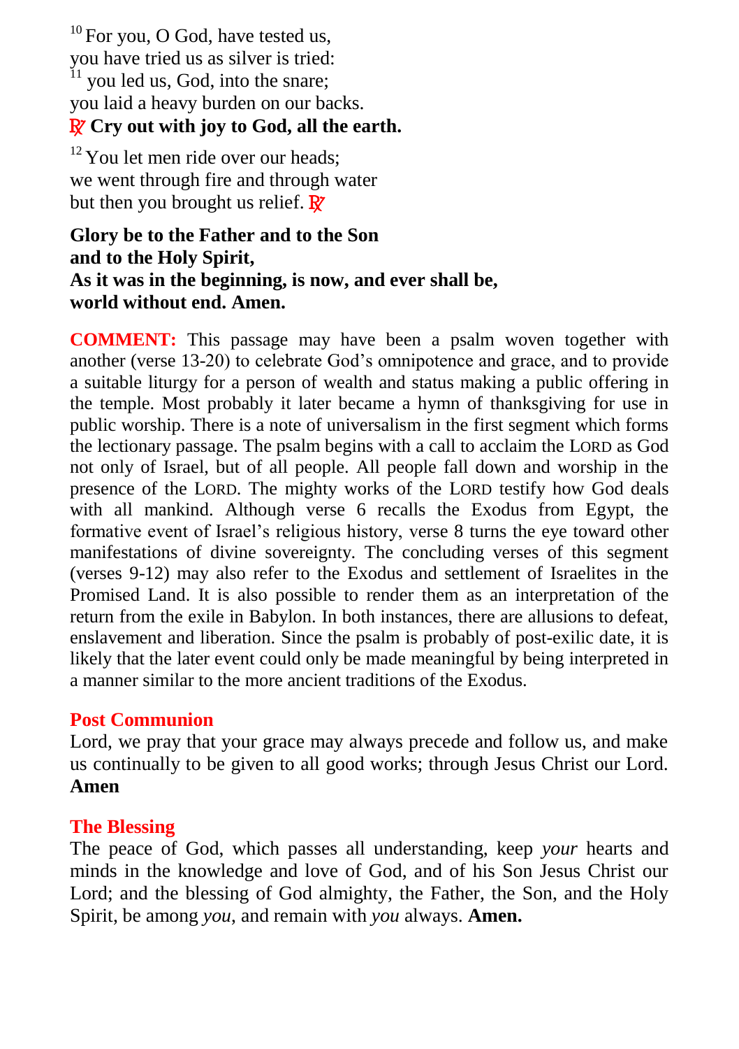[10] For you, O God, have tested us,
you have tried us as silver is tried:
[11] you led us, God, into the snare;
you laid a heavy burden on our backs.
℟ **Cry out with joy to God, all the earth.**

[12] You let men ride over our heads;
we went through fire and through water
but then you brought us relief. ℟

**Glory be to the Father and to the Son
and to the Holy Spirit,
As it was in the beginning, is now, and ever shall be,
world without end. Amen.**

**COMMENT:** This passage may have been a psalm woven together with another (verse 13-20) to celebrate God's omnipotence and grace, and to provide a suitable liturgy for a person of wealth and status making a public offering in the temple. Most probably it later became a hymn of thanksgiving for use in public worship. There is a note of universalism in the first segment which forms the lectionary passage. The psalm begins with a call to acclaim the LORD as God not only of Israel, but of all people. All people fall down and worship in the presence of the LORD. The mighty works of the LORD testify how God deals with all mankind. Although verse 6 recalls the Exodus from Egypt, the formative event of Israel's religious history, verse 8 turns the eye toward other manifestations of divine sovereignty. The concluding verses of this segment (verses 9-12) may also refer to the Exodus and settlement of Israelites in the Promised Land. It is also possible to render them as an interpretation of the return from the exile in Babylon. In both instances, there are allusions to defeat, enslavement and liberation. Since the psalm is probably of post-exilic date, it is likely that the later event could only be made meaningful by being interpreted in a manner similar to the more ancient traditions of the Exodus.

## Post Communion

Lord, we pray that your grace may always precede and follow us, and make us continually to be given to all good works; through Jesus Christ our Lord. **Amen**

## The Blessing

The peace of God, which passes all understanding, keep *your* hearts and minds in the knowledge and love of God, and of his Son Jesus Christ our Lord; and the blessing of God almighty, the Father, the Son, and the Holy Spirit, be among *you*, and remain with *you* always. **Amen.**